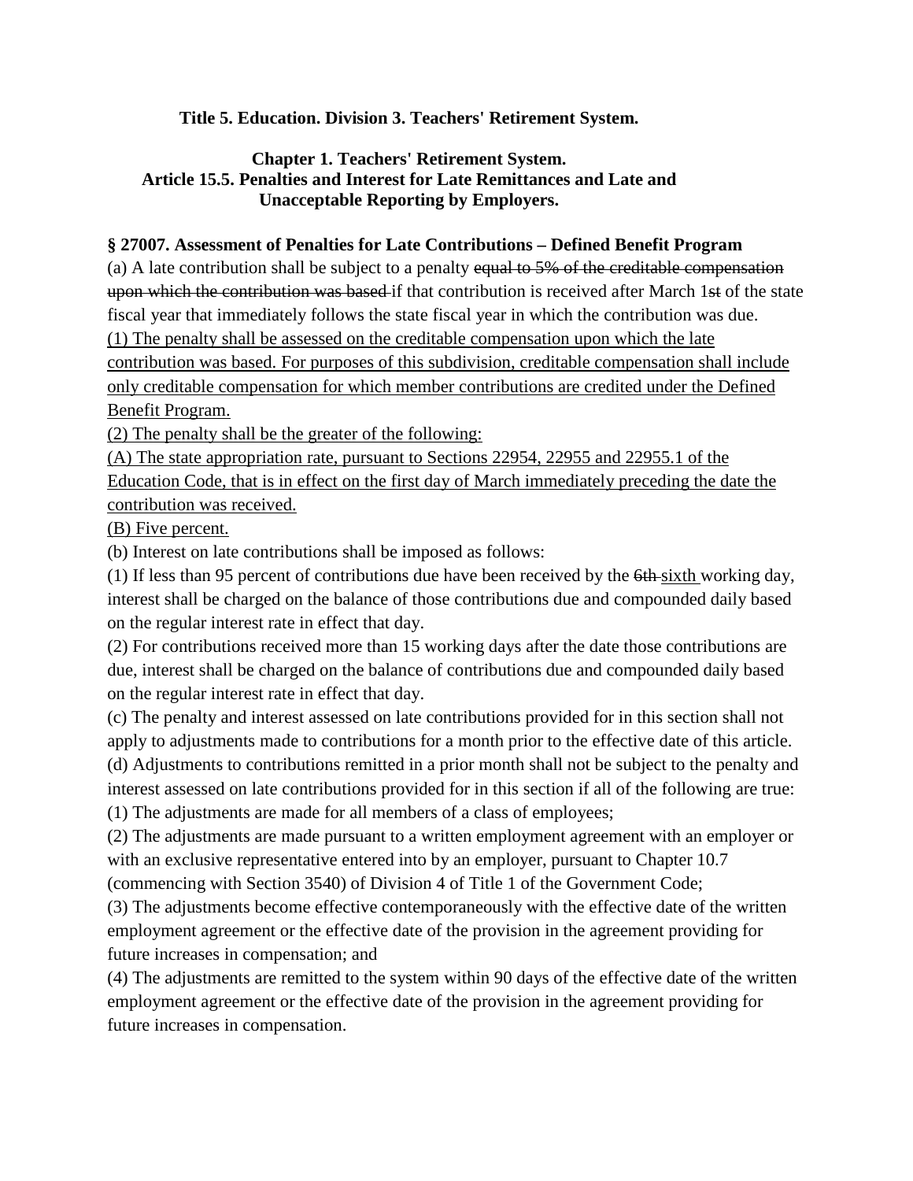**Title 5. Education. Division 3. Teachers' Retirement System.**

**Chapter 1. Teachers' Retirement System.**
**Article 15.5. Penalties and Interest for Late Remittances and Late and Unacceptable Reporting by Employers.**

**§ 27007. Assessment of Penalties for Late Contributions – Defined Benefit Program**

(a) A late contribution shall be subject to a penalty ~~equal to 5% of the creditable compensation upon which the contribution was based~~ if that contribution is received after March 1~~st~~ of the state fiscal year that immediately follows the state fiscal year in which the contribution was due.

<u>(1) The penalty shall be assessed on the creditable compensation upon which the late contribution was based. For purposes of this subdivision, creditable compensation shall include only creditable compensation for which member contributions are credited under the Defined Benefit Program.</u>

<u>(2) The penalty shall be the greater of the following:</u>

<u>(A) The state appropriation rate, pursuant to Sections 22954, 22955 and 22955.1 of the Education Code, that is in effect on the first day of March immediately preceding the date the contribution was received.</u>

<u>(B) Five percent.</u>

(b) Interest on late contributions shall be imposed as follows:

(1) If less than 95 percent of contributions due have been received by the ~~6th~~ <u>sixth</u> working day, interest shall be charged on the balance of those contributions due and compounded daily based on the regular interest rate in effect that day.

(2) For contributions received more than 15 working days after the date those contributions are due, interest shall be charged on the balance of contributions due and compounded daily based on the regular interest rate in effect that day.

(c) The penalty and interest assessed on late contributions provided for in this section shall not apply to adjustments made to contributions for a month prior to the effective date of this article.

(d) Adjustments to contributions remitted in a prior month shall not be subject to the penalty and interest assessed on late contributions provided for in this section if all of the following are true:

(1) The adjustments are made for all members of a class of employees;

(2) The adjustments are made pursuant to a written employment agreement with an employer or with an exclusive representative entered into by an employer, pursuant to Chapter 10.7 (commencing with Section 3540) of Division 4 of Title 1 of the Government Code;

(3) The adjustments become effective contemporaneously with the effective date of the written employment agreement or the effective date of the provision in the agreement providing for future increases in compensation; and

(4) The adjustments are remitted to the system within 90 days of the effective date of the written employment agreement or the effective date of the provision in the agreement providing for future increases in compensation.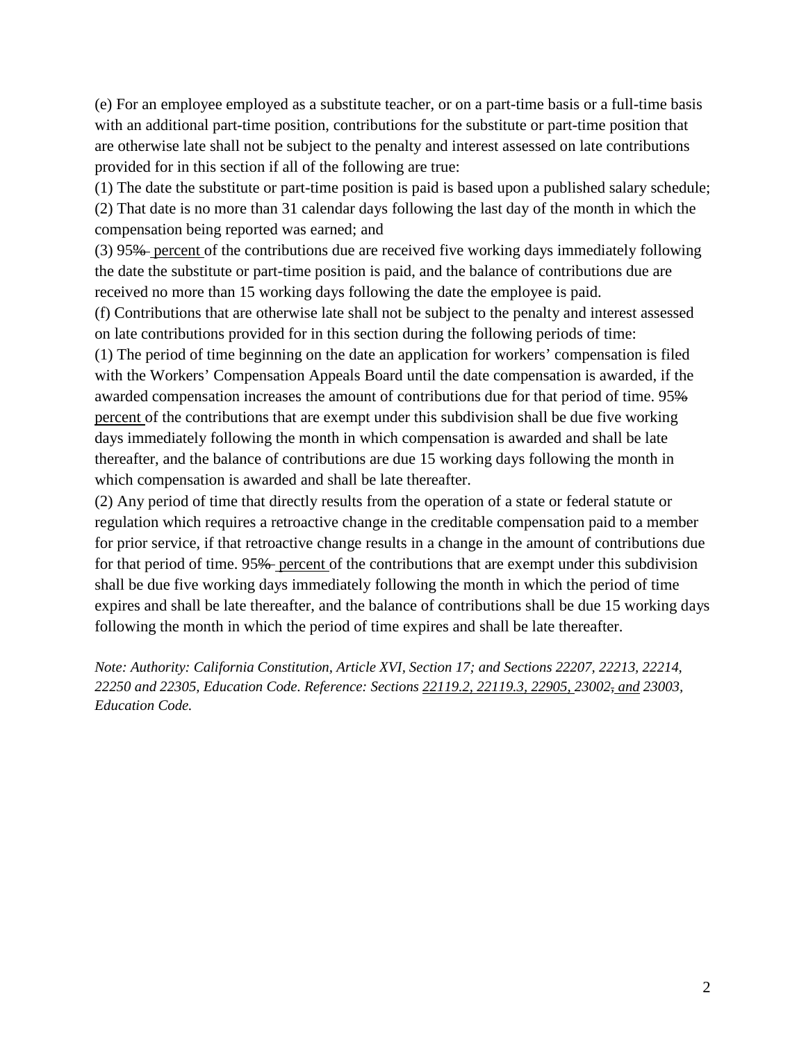(e) For an employee employed as a substitute teacher, or on a part-time basis or a full-time basis with an additional part-time position, contributions for the substitute or part-time position that are otherwise late shall not be subject to the penalty and interest assessed on late contributions provided for in this section if all of the following are true:

(1) The date the substitute or part-time position is paid is based upon a published salary schedule;

(2) That date is no more than 31 calendar days following the last day of the month in which the compensation being reported was earned; and

(3) 95~~%~~ <u>percent</u> of the contributions due are received five working days immediately following the date the substitute or part-time position is paid, and the balance of contributions due are received no more than 15 working days following the date the employee is paid.

(f) Contributions that are otherwise late shall not be subject to the penalty and interest assessed on late contributions provided for in this section during the following periods of time:

(1) The period of time beginning on the date an application for workers' compensation is filed with the Workers' Compensation Appeals Board until the date compensation is awarded, if the awarded compensation increases the amount of contributions due for that period of time. 95~~%~~ <u>percent</u> of the contributions that are exempt under this subdivision shall be due five working days immediately following the month in which compensation is awarded and shall be late thereafter, and the balance of contributions are due 15 working days following the month in which compensation is awarded and shall be late thereafter.

(2) Any period of time that directly results from the operation of a state or federal statute or regulation which requires a retroactive change in the creditable compensation paid to a member for prior service, if that retroactive change results in a change in the amount of contributions due for that period of time. 95~~%~~ <u>percent</u> of the contributions that are exempt under this subdivision shall be due five working days immediately following the month in which the period of time expires and shall be late thereafter, and the balance of contributions shall be due 15 working days following the month in which the period of time expires and shall be late thereafter.

*Note: Authority: California Constitution, Article XVI, Section 17; and Sections 22207, 22213, 22214, 22250 and 22305, Education Code. Reference: Sections <u>22119.2, 22119.3, 22905,</u> 23002~~,~~ <u>and</u> 23003, Education Code.*